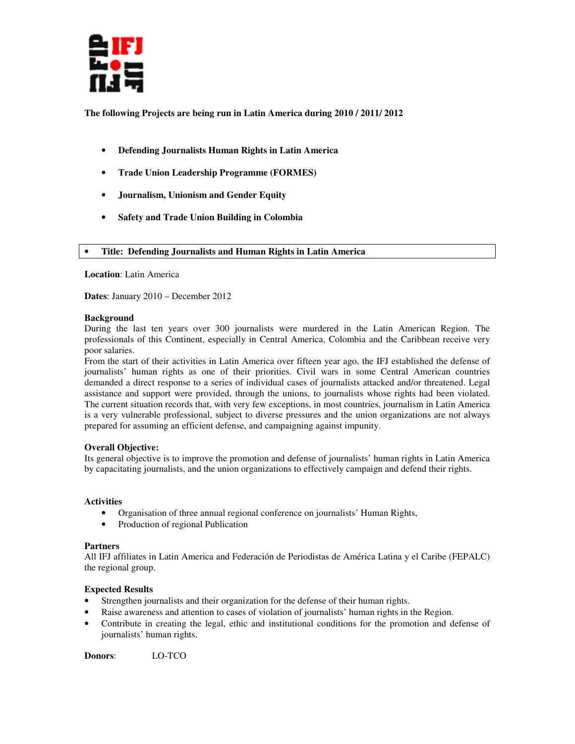**The following Projects are being run in Latin America during 2010 / 2011/ 2012**

- **Defending Journalists Human Rights in Latin America**
- **Trade Union Leadership Programme (FORMES)**
- **Journalism, Unionism and Gender Equity**
- **Safety and Trade Union Building in Colombia**

## • Title: Defending Journalists and Human Rights in Latin America

**Location**: Latin America

**Dates**: January 2010 – December 2012

**Background**

During the last ten years over 300 journalists were murdered in the Latin American Region. The professionals of this Continent, especially in Central America, Colombia and the Caribbean receive very poor salaries.

From the start of their activities in Latin America over fifteen year ago, the IFJ established the defense of journalists' human rights as one of their priorities. Civil wars in some Central American countries demanded a direct response to a series of individual cases of journalists attacked and/or threatened. Legal assistance and support were provided, through the unions, to journalists whose rights had been violated. The current situation records that, with very few exceptions, in most countries, journalism in Latin America is a very vulnerable professional, subject to diverse pressures and the union organizations are not always prepared for assuming an efficient defense, and campaigning against impunity.

**Overall Objective:**

Its general objective is to improve the promotion and defense of journalists' human rights in Latin America by capacitating journalists, and the union organizations to effectively campaign and defend their rights.

**Activities**

- Organisation of three annual regional conference on journalists' Human Rights,
- Production of regional Publication

**Partners**

All IFJ affiliates in Latin America and Federación de Periodistas de América Latina y el Caribe (FEPALC) the regional group.

**Expected Results**

- Strengthen journalists and their organization for the defense of their human rights.
- Raise awareness and attention to cases of violation of journalists' human rights in the Region.
- Contribute in creating the legal, ethic and institutional conditions for the promotion and defense of journalists' human rights.

**Donors**: LO-TCO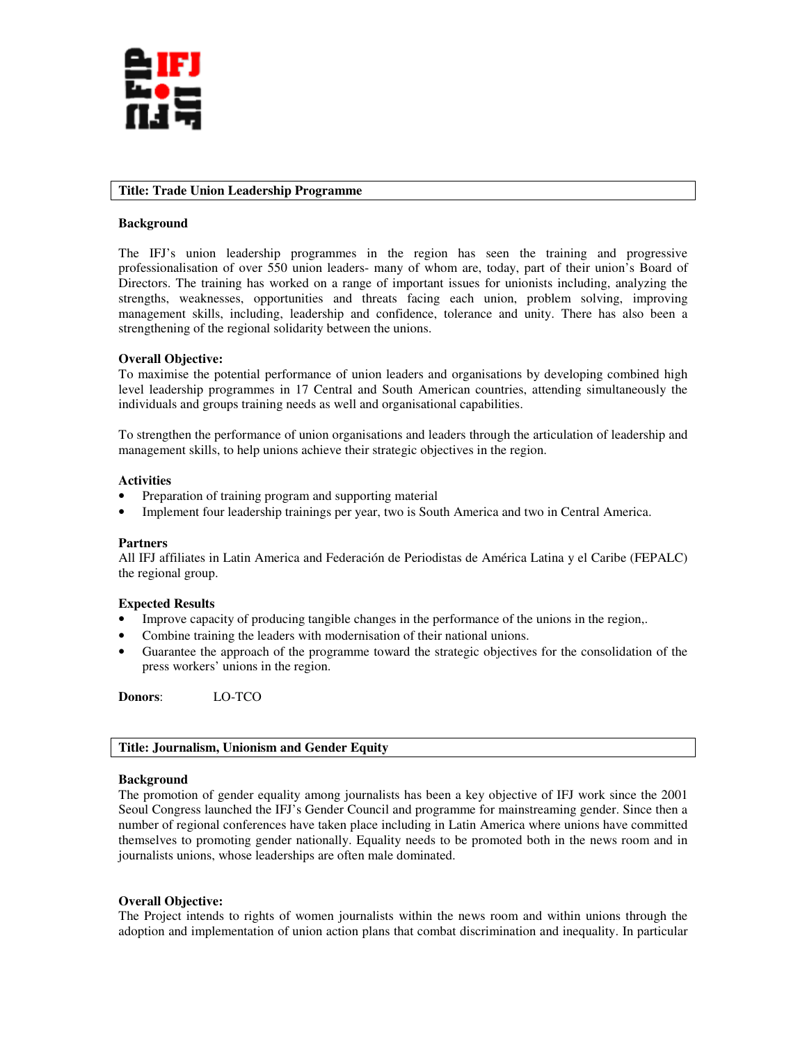**Title: Trade Union Leadership Programme**

**Background**

The IFJ's union leadership programmes in the region has seen the training and progressive professionalisation of over 550 union leaders- many of whom are, today, part of their union's Board of Directors. The training has worked on a range of important issues for unionists including, analyzing the strengths, weaknesses, opportunities and threats facing each union, problem solving, improving management skills, including, leadership and confidence, tolerance and unity. There has also been a strengthening of the regional solidarity between the unions.

**Overall Objective:**

To maximise the potential performance of union leaders and organisations by developing combined high level leadership programmes in 17 Central and South American countries, attending simultaneously the individuals and groups training needs as well and organisational capabilities.

To strengthen the performance of union organisations and leaders through the articulation of leadership and management skills, to help unions achieve their strategic objectives in the region.

**Activities**

- Preparation of training program and supporting material
- Implement four leadership trainings per year, two is South America and two in Central America.

**Partners**

All IFJ affiliates in Latin America and Federación de Periodistas de América Latina y el Caribe (FEPALC) the regional group.

**Expected Results**

- Improve capacity of producing tangible changes in the performance of the unions in the region,.
- Combine training the leaders with modernisation of their national unions.
- Guarantee the approach of the programme toward the strategic objectives for the consolidation of the press workers' unions in the region.

**Donors**: LO-TCO

**Title: Journalism, Unionism and Gender Equity**

**Background**

The promotion of gender equality among journalists has been a key objective of IFJ work since the 2001 Seoul Congress launched the IFJ's Gender Council and programme for mainstreaming gender. Since then a number of regional conferences have taken place including in Latin America where unions have committed themselves to promoting gender nationally. Equality needs to be promoted both in the news room and in journalists unions, whose leaderships are often male dominated.

**Overall Objective:**

The Project intends to rights of women journalists within the news room and within unions through the adoption and implementation of union action plans that combat discrimination and inequality. In particular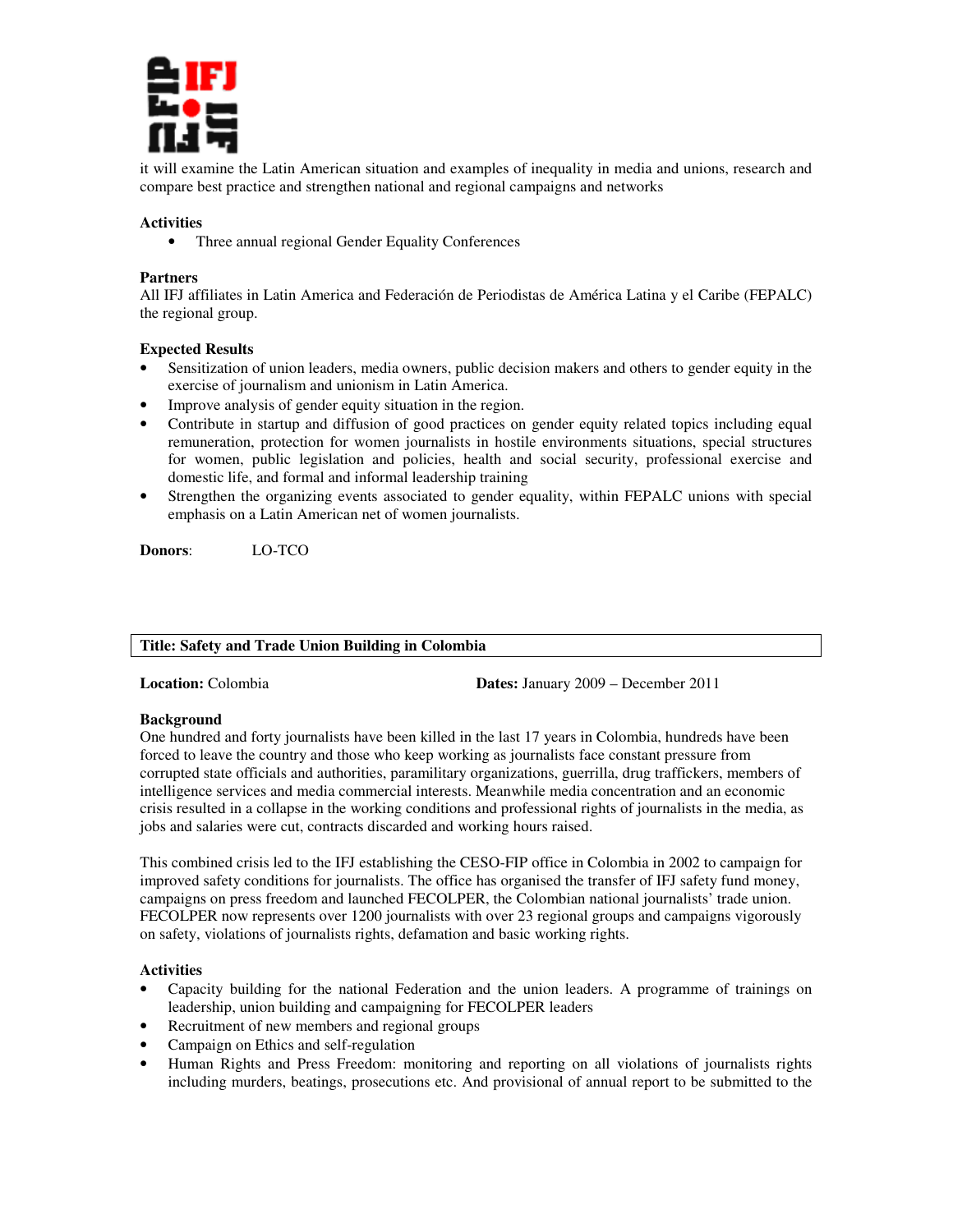it will examine the Latin American situation and examples of inequality in media and unions, research and compare best practice and strengthen national and regional campaigns and networks

**Activities**

- Three annual regional Gender Equality Conferences

**Partners**

All IFJ affiliates in Latin America and Federación de Periodistas de América Latina y el Caribe (FEPALC) the regional group.

**Expected Results**

- Sensitization of union leaders, media owners, public decision makers and others to gender equity in the exercise of journalism and unionism in Latin America.
- Improve analysis of gender equity situation in the region.
- Contribute in startup and diffusion of good practices on gender equity related topics including equal remuneration, protection for women journalists in hostile environments situations, special structures for women, public legislation and policies, health and social security, professional exercise and domestic life, and formal and informal leadership training
- Strengthen the organizing events associated to gender equality, within FEPALC unions with special emphasis on a Latin American net of women journalists.

**Donors**: LO-TCO

**Title: Safety and Trade Union Building in Colombia**

**Location:** Colombia **Dates:** January 2009 – December 2011

**Background**

One hundred and forty journalists have been killed in the last 17 years in Colombia, hundreds have been forced to leave the country and those who keep working as journalists face constant pressure from corrupted state officials and authorities, paramilitary organizations, guerrilla, drug traffickers, members of intelligence services and media commercial interests. Meanwhile media concentration and an economic crisis resulted in a collapse in the working conditions and professional rights of journalists in the media, as jobs and salaries were cut, contracts discarded and working hours raised.

This combined crisis led to the IFJ establishing the CESO-FIP office in Colombia in 2002 to campaign for improved safety conditions for journalists. The office has organised the transfer of IFJ safety fund money, campaigns on press freedom and launched FECOLPER, the Colombian national journalists' trade union. FECOLPER now represents over 1200 journalists with over 23 regional groups and campaigns vigorously on safety, violations of journalists rights, defamation and basic working rights.

**Activities**

- Capacity building for the national Federation and the union leaders. A programme of trainings on leadership, union building and campaigning for FECOLPER leaders
- Recruitment of new members and regional groups
- Campaign on Ethics and self-regulation
- Human Rights and Press Freedom: monitoring and reporting on all violations of journalists rights including murders, beatings, prosecutions etc. And provisional of annual report to be submitted to the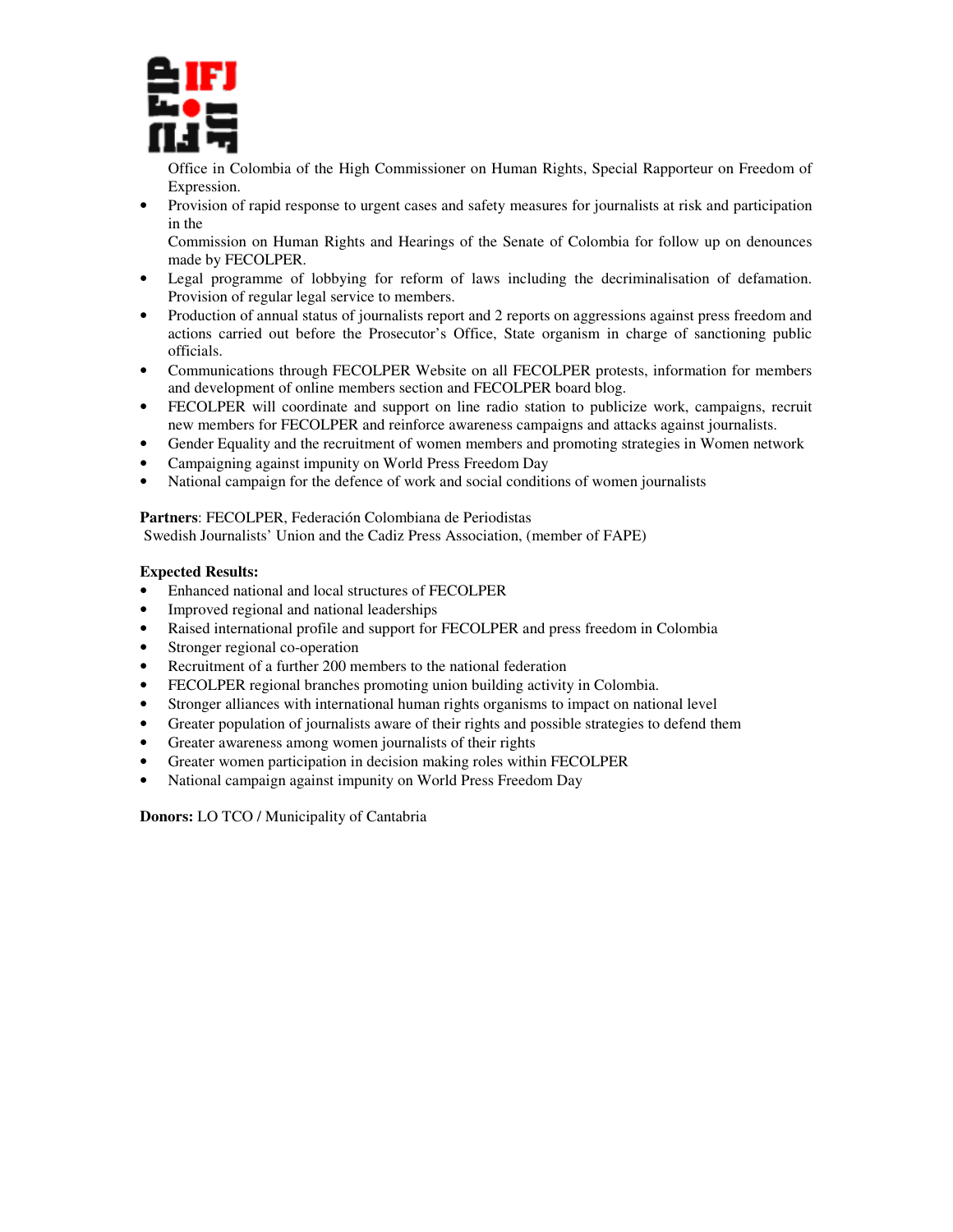Office in Colombia of the High Commissioner on Human Rights, Special Rapporteur on Freedom of Expression.

- Provision of rapid response to urgent cases and safety measures for journalists at risk and participation in the Commission on Human Rights and Hearings of the Senate of Colombia for follow up on denounces made by FECOLPER.
- Legal programme of lobbying for reform of laws including the decriminalisation of defamation. Provision of regular legal service to members.
- Production of annual status of journalists report and 2 reports on aggressions against press freedom and actions carried out before the Prosecutor's Office, State organism in charge of sanctioning public officials.
- Communications through FECOLPER Website on all FECOLPER protests, information for members and development of online members section and FECOLPER board blog.
- FECOLPER will coordinate and support on line radio station to publicize work, campaigns, recruit new members for FECOLPER and reinforce awareness campaigns and attacks against journalists.
- Gender Equality and the recruitment of women members and promoting strategies in Women network
- Campaigning against impunity on World Press Freedom Day
- National campaign for the defence of work and social conditions of women journalists

**Partners**: FECOLPER, Federación Colombiana de Periodistas
Swedish Journalists' Union and the Cadiz Press Association, (member of FAPE)

**Expected Results:**

- Enhanced national and local structures of FECOLPER
- Improved regional and national leaderships
- Raised international profile and support for FECOLPER and press freedom in Colombia
- Stronger regional co-operation
- Recruitment of a further 200 members to the national federation
- FECOLPER regional branches promoting union building activity in Colombia.
- Stronger alliances with international human rights organisms to impact on national level
- Greater population of journalists aware of their rights and possible strategies to defend them
- Greater awareness among women journalists of their rights
- Greater women participation in decision making roles within FECOLPER
- National campaign against impunity on World Press Freedom Day

**Donors:** LO TCO / Municipality of Cantabria